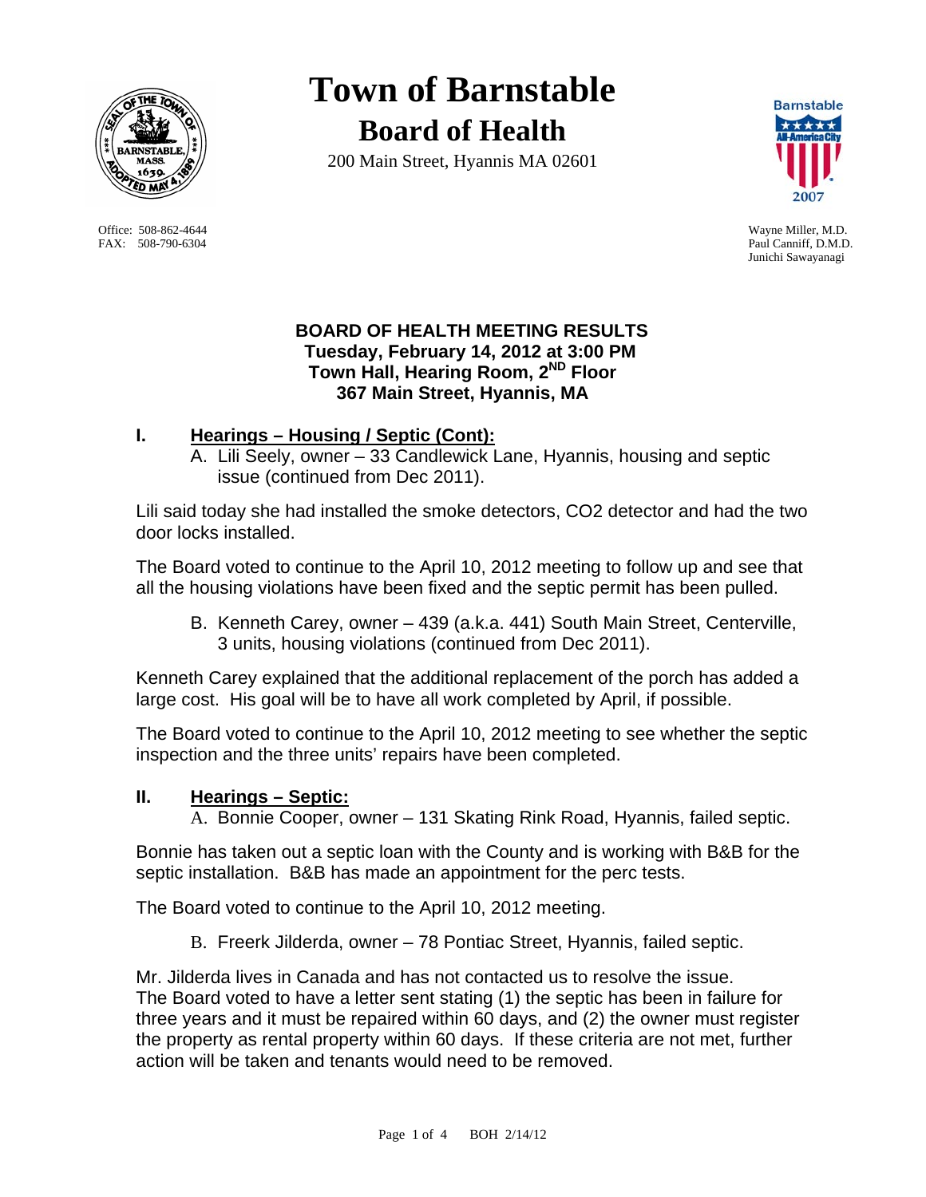# Town of Barnstable

## Board of Health

200 Main Street, Hyannis MA 02601

Office: 508-862-4644
FAX: 508-790-6304

Wayne Miller, M.D.
Paul Canniff, D.M.D.
Junichi Sawayanagi

**BOARD OF HEALTH MEETING RESULTS**
**Tuesday, February 14, 2012 at 3:00 PM**
**Town Hall, Hearing Room, 2ND Floor**
**367 Main Street, Hyannis, MA**

## I. Hearings – Housing / Septic (Cont):

A. Lili Seely, owner – 33 Candlewick Lane, Hyannis, housing and septic issue (continued from Dec 2011).

Lili said today she had installed the smoke detectors, CO2 detector and had the two door locks installed.

The Board voted to continue to the April 10, 2012 meeting to follow up and see that all the housing violations have been fixed and the septic permit has been pulled.

B. Kenneth Carey, owner – 439 (a.k.a. 441) South Main Street, Centerville, 3 units, housing violations (continued from Dec 2011).

Kenneth Carey explained that the additional replacement of the porch has added a large cost. His goal will be to have all work completed by April, if possible.

The Board voted to continue to the April 10, 2012 meeting to see whether the septic inspection and the three units' repairs have been completed.

## II. Hearings – Septic:

A. Bonnie Cooper, owner – 131 Skating Rink Road, Hyannis, failed septic.

Bonnie has taken out a septic loan with the County and is working with B&B for the septic installation. B&B has made an appointment for the perc tests.

The Board voted to continue to the April 10, 2012 meeting.

B. Freerk Jilderda, owner – 78 Pontiac Street, Hyannis, failed septic.

Mr. Jilderda lives in Canada and has not contacted us to resolve the issue. The Board voted to have a letter sent stating (1) the septic has been in failure for three years and it must be repaired within 60 days, and (2) the owner must register the property as rental property within 60 days. If these criteria are not met, further action will be taken and tenants would need to be removed.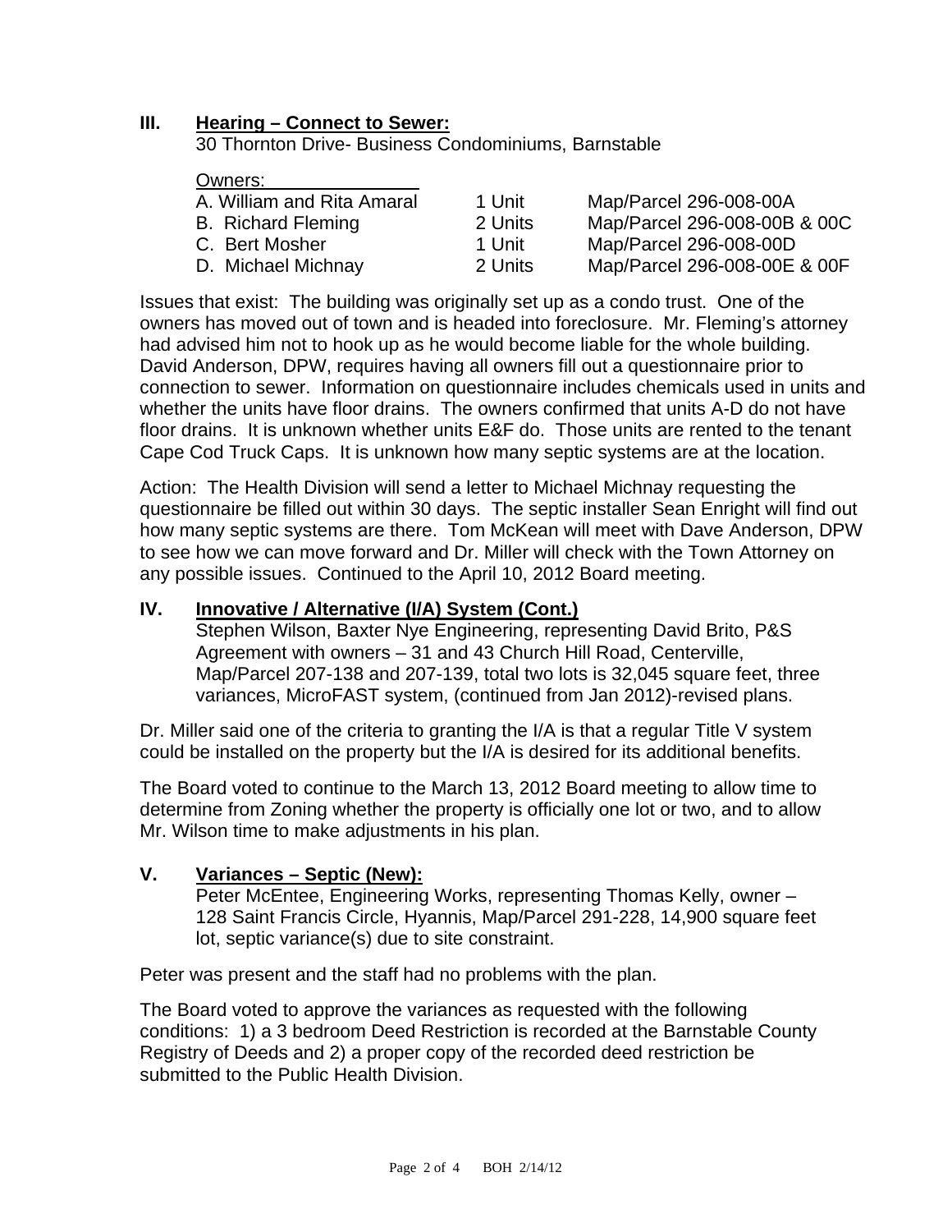## III. Hearing – Connect to Sewer:

30 Thornton Drive- Business Condominiums, Barnstable

| Owners: | | |
|---|---|---|
| A. William and Rita Amaral | 1 Unit | Map/Parcel 296-008-00A |
| B. Richard Fleming | 2 Units | Map/Parcel 296-008-00B & 00C |
| C. Bert Mosher | 1 Unit | Map/Parcel 296-008-00D |
| D. Michael Michnay | 2 Units | Map/Parcel 296-008-00E & 00F |

Issues that exist: The building was originally set up as a condo trust. One of the owners has moved out of town and is headed into foreclosure. Mr. Fleming's attorney had advised him not to hook up as he would become liable for the whole building. David Anderson, DPW, requires having all owners fill out a questionnaire prior to connection to sewer. Information on questionnaire includes chemicals used in units and whether the units have floor drains. The owners confirmed that units A-D do not have floor drains. It is unknown whether units E&F do. Those units are rented to the tenant Cape Cod Truck Caps. It is unknown how many septic systems are at the location.

Action: The Health Division will send a letter to Michael Michnay requesting the questionnaire be filled out within 30 days. The septic installer Sean Enright will find out how many septic systems are there. Tom McKean will meet with Dave Anderson, DPW to see how we can move forward and Dr. Miller will check with the Town Attorney on any possible issues. Continued to the April 10, 2012 Board meeting.

## IV. Innovative / Alternative (I/A) System (Cont.)

Stephen Wilson, Baxter Nye Engineering, representing David Brito, P&S Agreement with owners – 31 and 43 Church Hill Road, Centerville, Map/Parcel 207-138 and 207-139, total two lots is 32,045 square feet, three variances, MicroFAST system, (continued from Jan 2012)-revised plans.

Dr. Miller said one of the criteria to granting the I/A is that a regular Title V system could be installed on the property but the I/A is desired for its additional benefits.

The Board voted to continue to the March 13, 2012 Board meeting to allow time to determine from Zoning whether the property is officially one lot or two, and to allow Mr. Wilson time to make adjustments in his plan.

## V. Variances – Septic (New):

Peter McEntee, Engineering Works, representing Thomas Kelly, owner – 128 Saint Francis Circle, Hyannis, Map/Parcel 291-228, 14,900 square feet lot, septic variance(s) due to site constraint.

Peter was present and the staff had no problems with the plan.

The Board voted to approve the variances as requested with the following conditions: 1) a 3 bedroom Deed Restriction is recorded at the Barnstable County Registry of Deeds and 2) a proper copy of the recorded deed restriction be submitted to the Public Health Division.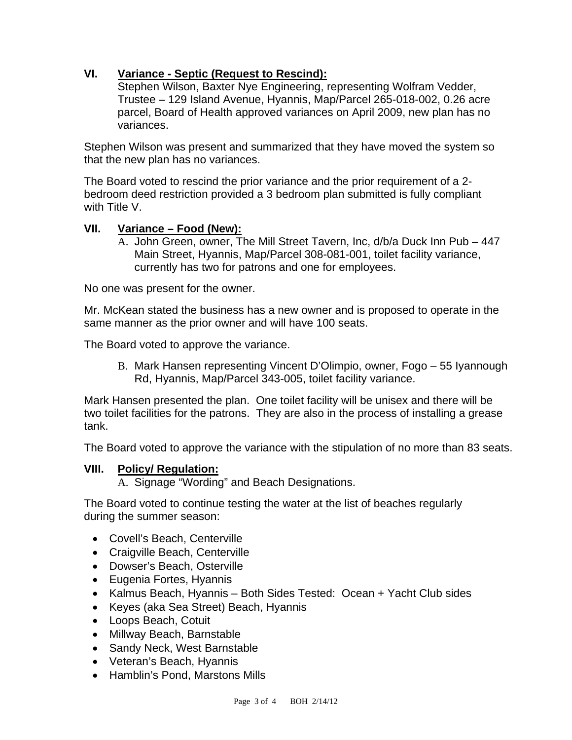## VI. Variance - Septic (Request to Rescind):

Stephen Wilson, Baxter Nye Engineering, representing Wolfram Vedder, Trustee – 129 Island Avenue, Hyannis, Map/Parcel 265-018-002, 0.26 acre parcel, Board of Health approved variances on April 2009, new plan has no variances.

Stephen Wilson was present and summarized that they have moved the system so that the new plan has no variances.

The Board voted to rescind the prior variance and the prior requirement of a 2-bedroom deed restriction provided a 3 bedroom plan submitted is fully compliant with Title V.

## VII. Variance – Food (New):

A. John Green, owner, The Mill Street Tavern, Inc, d/b/a Duck Inn Pub – 447 Main Street, Hyannis, Map/Parcel 308-081-001, toilet facility variance, currently has two for patrons and one for employees.

No one was present for the owner.

Mr. McKean stated the business has a new owner and is proposed to operate in the same manner as the prior owner and will have 100 seats.

The Board voted to approve the variance.

B. Mark Hansen representing Vincent D'Olimpio, owner, Fogo – 55 Iyannough Rd, Hyannis, Map/Parcel 343-005, toilet facility variance.

Mark Hansen presented the plan. One toilet facility will be unisex and there will be two toilet facilities for the patrons. They are also in the process of installing a grease tank.

The Board voted to approve the variance with the stipulation of no more than 83 seats.

## VIII. Policy/ Regulation:

A. Signage "Wording" and Beach Designations.

The Board voted to continue testing the water at the list of beaches regularly during the summer season:

- Covell's Beach, Centerville
- Craigville Beach, Centerville
- Dowser's Beach, Osterville
- Eugenia Fortes, Hyannis
- Kalmus Beach, Hyannis – Both Sides Tested: Ocean + Yacht Club sides
- Keyes (aka Sea Street) Beach, Hyannis
- Loops Beach, Cotuit
- Millway Beach, Barnstable
- Sandy Neck, West Barnstable
- Veteran's Beach, Hyannis
- Hamblin's Pond, Marstons Mills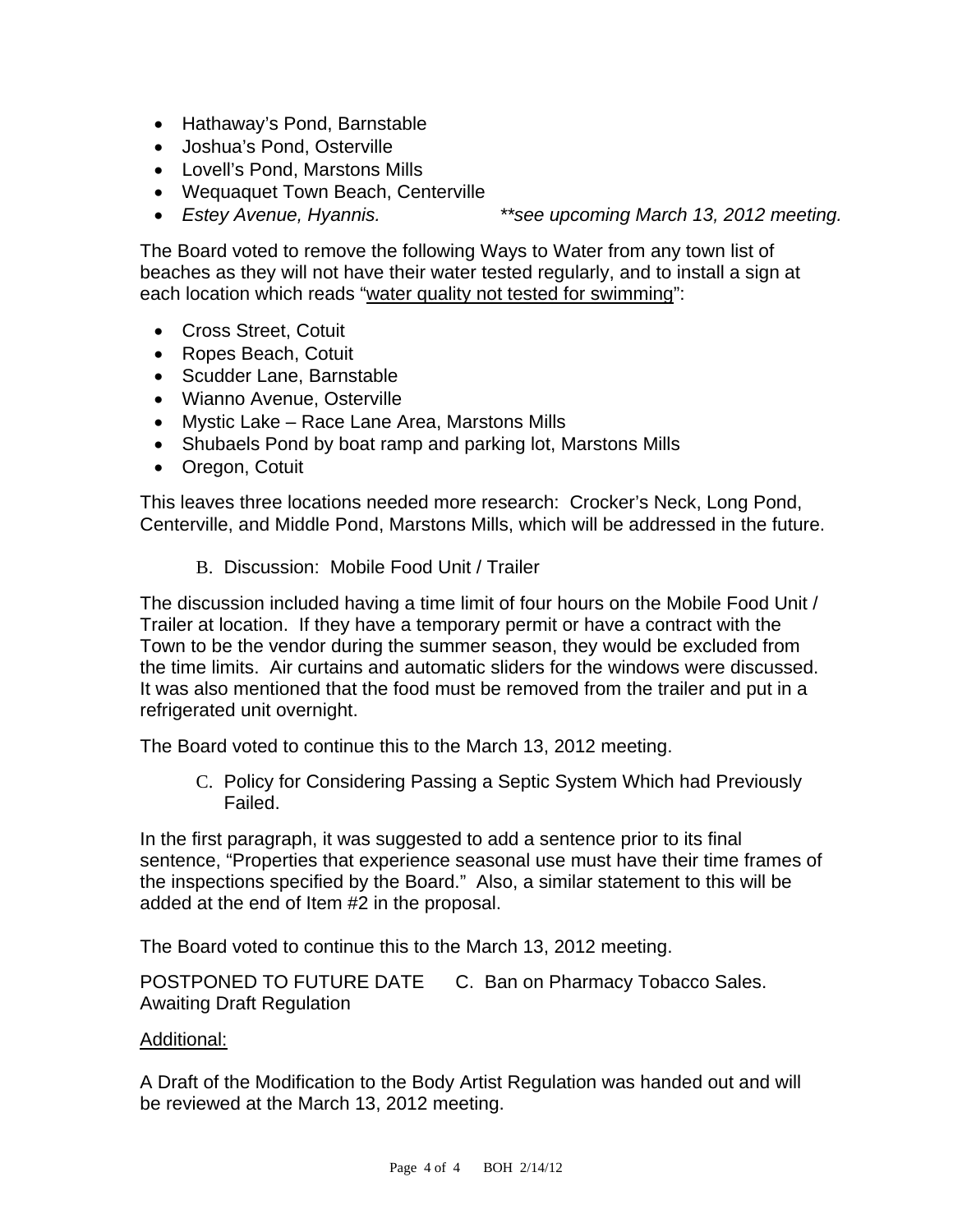- Hathaway's Pond, Barnstable
- Joshua's Pond, Osterville
- Lovell's Pond, Marstons Mills
- Wequaquet Town Beach, Centerville
- *Estey Avenue, Hyannis.* *\*\*see upcoming March 13, 2012 meeting.*

The Board voted to remove the following Ways to Water from any town list of beaches as they will not have their water tested regularly, and to install a sign at each location which reads "<u>water quality not tested for swimming</u>":

- Cross Street, Cotuit
- Ropes Beach, Cotuit
- Scudder Lane, Barnstable
- Wianno Avenue, Osterville
- Mystic Lake – Race Lane Area, Marstons Mills
- Shubaels Pond by boat ramp and parking lot, Marstons Mills
- Oregon, Cotuit

This leaves three locations needed more research: Crocker's Neck, Long Pond, Centerville, and Middle Pond, Marstons Mills, which will be addressed in the future.

B. Discussion: Mobile Food Unit / Trailer

The discussion included having a time limit of four hours on the Mobile Food Unit / Trailer at location. If they have a temporary permit or have a contract with the Town to be the vendor during the summer season, they would be excluded from the time limits. Air curtains and automatic sliders for the windows were discussed. It was also mentioned that the food must be removed from the trailer and put in a refrigerated unit overnight.

The Board voted to continue this to the March 13, 2012 meeting.

C. Policy for Considering Passing a Septic System Which had Previously Failed.

In the first paragraph, it was suggested to add a sentence prior to its final sentence, "Properties that experience seasonal use must have their time frames of the inspections specified by the Board." Also, a similar statement to this will be added at the end of Item #2 in the proposal.

The Board voted to continue this to the March 13, 2012 meeting.

POSTPONED TO FUTURE DATE C. Ban on Pharmacy Tobacco Sales.
Awaiting Draft Regulation

<u>Additional:</u>

A Draft of the Modification to the Body Artist Regulation was handed out and will be reviewed at the March 13, 2012 meeting.